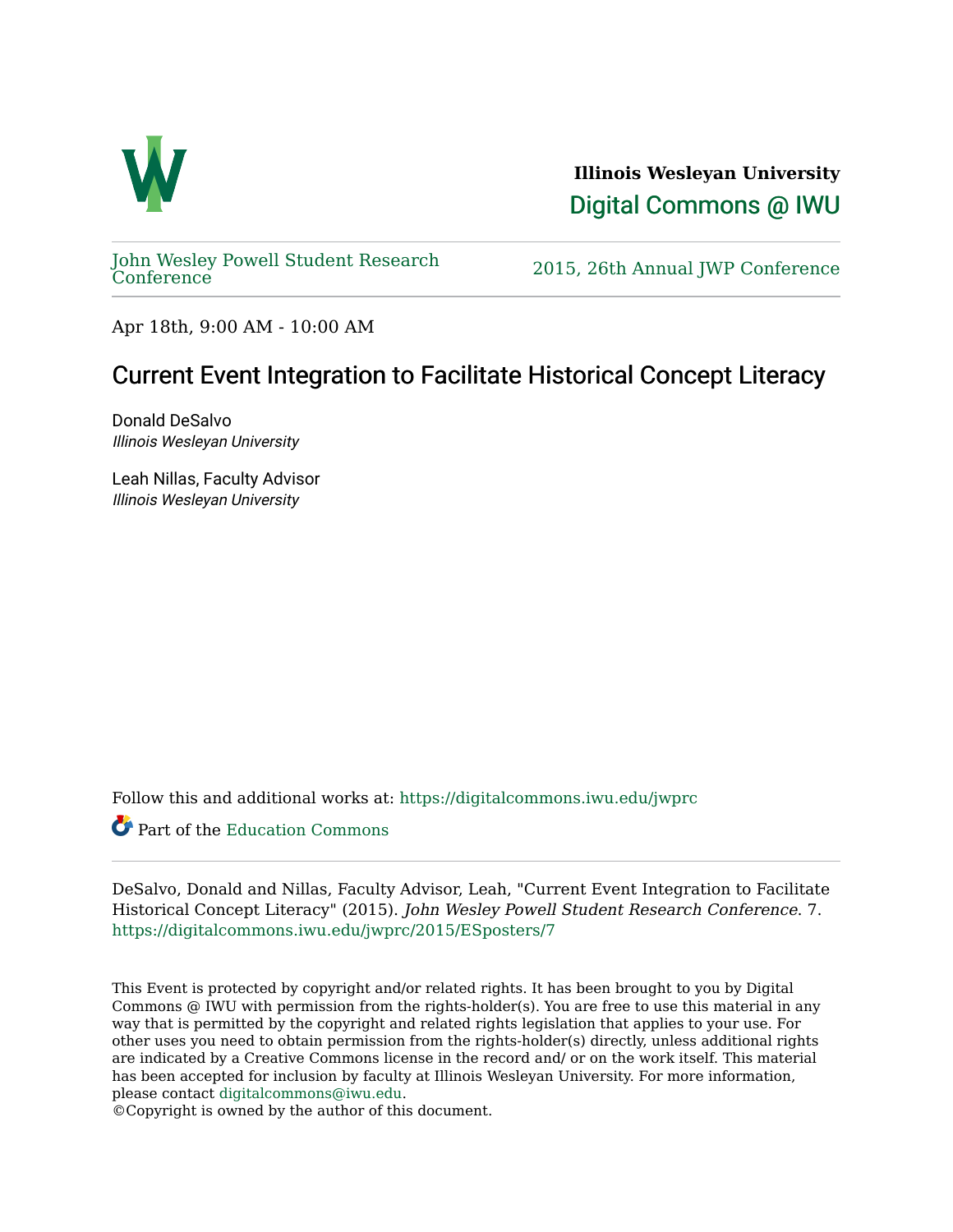**Illinois Wesleyan University**

Digital Commons @ IWU

John Wesley Powell Student Research Conference

2015, 26th Annual JWP Conference

Apr 18th, 9:00 AM - 10:00 AM

# Current Event Integration to Facilitate Historical Concept Literacy

Donald DeSalvo
*Illinois Wesleyan University*

Leah Nillas, Faculty Advisor
*Illinois Wesleyan University*

Follow this and additional works at: https://digitalcommons.iwu.edu/jwprc

Part of the Education Commons

DeSalvo, Donald and Nillas, Faculty Advisor, Leah, "Current Event Integration to Facilitate Historical Concept Literacy" (2015). *John Wesley Powell Student Research Conference*. 7.
https://digitalcommons.iwu.edu/jwprc/2015/ESposters/7

This Event is protected by copyright and/or related rights. It has been brought to you by Digital Commons @ IWU with permission from the rights-holder(s). You are free to use this material in any way that is permitted by the copyright and related rights legislation that applies to your use. For other uses you need to obtain permission from the rights-holder(s) directly, unless additional rights are indicated by a Creative Commons license in the record and/ or on the work itself. This material has been accepted for inclusion by faculty at Illinois Wesleyan University. For more information, please contact digitalcommons@iwu.edu.
©Copyright is owned by the author of this document.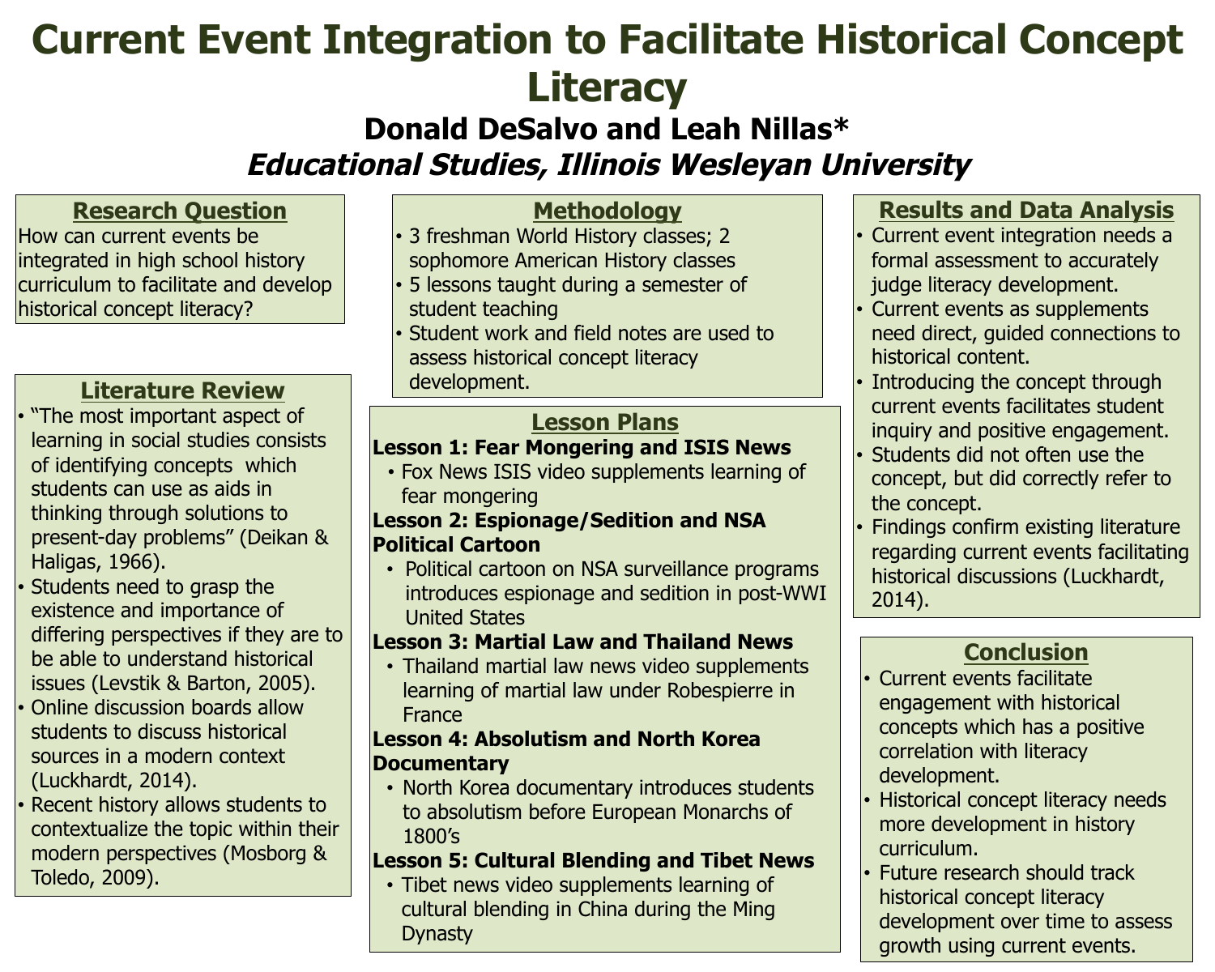# Current Event Integration to Facilitate Historical Concept Literacy

**Donald DeSalvo and Leah Nillas***

***Educational Studies, Illinois Wesleyan University***

## Research Question

How can current events be integrated in high school history curriculum to facilitate and develop historical concept literacy?

## Literature Review

- "The most important aspect of learning in social studies consists of identifying concepts which students can use as aids in thinking through solutions to present-day problems" (Deikan & Haligas, 1966).
- Students need to grasp the existence and importance of differing perspectives if they are to be able to understand historical issues (Levstik & Barton, 2005).
- Online discussion boards allow students to discuss historical sources in a modern context (Luckhardt, 2014).
- Recent history allows students to contextualize the topic within their modern perspectives (Mosborg & Toledo, 2009).

## Methodology

- 3 freshman World History classes; 2 sophomore American History classes
- 5 lessons taught during a semester of student teaching
- Student work and field notes are used to assess historical concept literacy development.

## Lesson Plans

**Lesson 1: Fear Mongering and ISIS News**

- Fox News ISIS video supplements learning of fear mongering

**Lesson 2: Espionage/Sedition and NSA Political Cartoon**

- Political cartoon on NSA surveillance programs introduces espionage and sedition in post-WWI United States

**Lesson 3: Martial Law and Thailand News**

- Thailand martial law news video supplements learning of martial law under Robespierre in France

**Lesson 4: Absolutism and North Korea Documentary**

- North Korea documentary introduces students to absolutism before European Monarchs of 1800's

**Lesson 5: Cultural Blending and Tibet News**

- Tibet news video supplements learning of cultural blending in China during the Ming Dynasty

## Results and Data Analysis

- Current event integration needs a formal assessment to accurately judge literacy development.
- Current events as supplements need direct, guided connections to historical content.
- Introducing the concept through current events facilitates student inquiry and positive engagement.
- Students did not often use the concept, but did correctly refer to the concept.
- Findings confirm existing literature regarding current events facilitating historical discussions (Luckhardt, 2014).

## Conclusion

- Current events facilitate engagement with historical concepts which has a positive correlation with literacy development.
- Historical concept literacy needs more development in history curriculum.
- Future research should track historical concept literacy development over time to assess growth using current events.